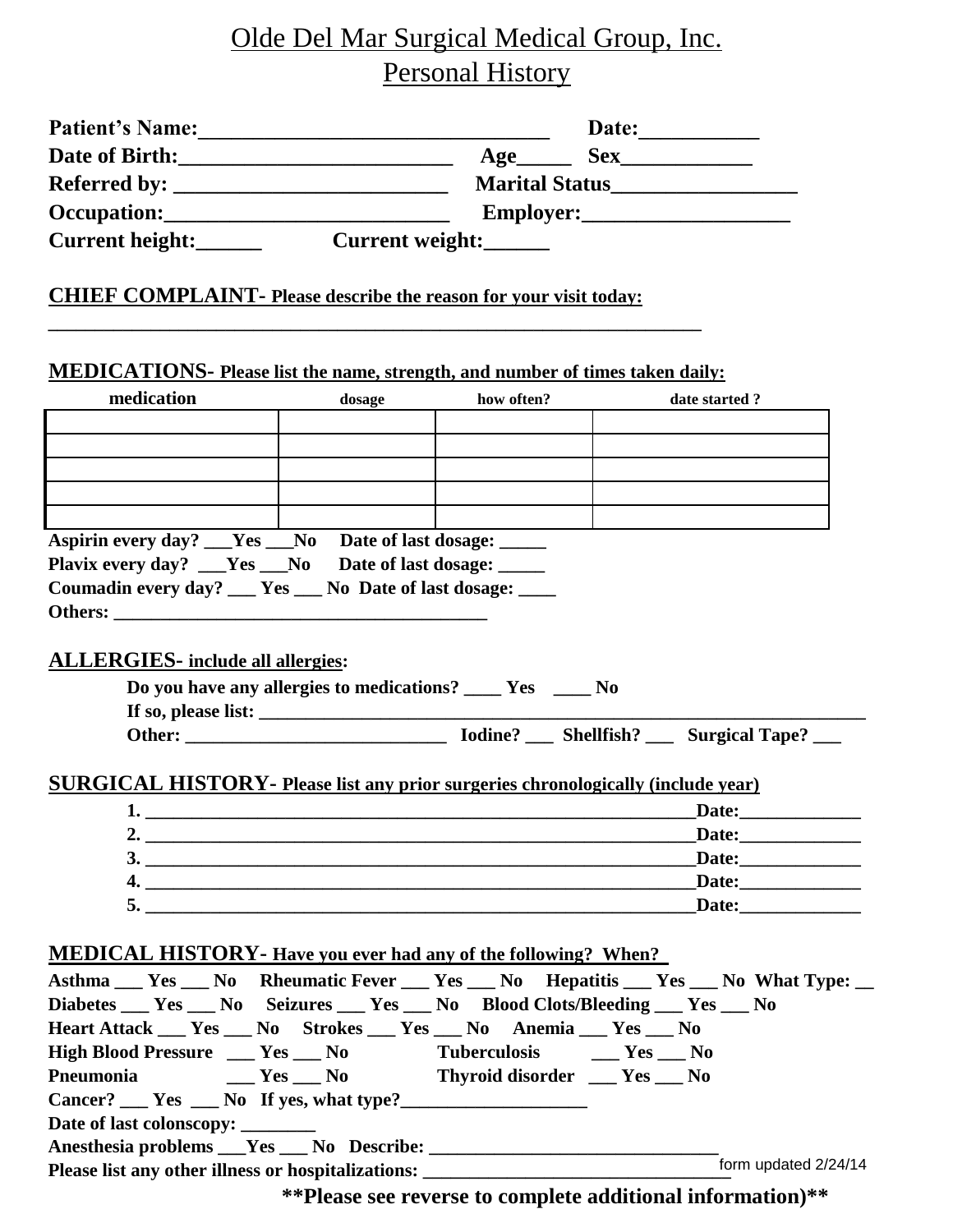# Olde Del Mar Surgical Medical Group, Inc.

## Personal History

**Patient's Name:________________________________ Date:___________**
**Date of Birth:_________________________ Age_____ Sex____________**
**Referred by: _________________________ Marital Status_________________**
**Occupation:__________________________ Employer:___________________**
**Current height:______ Current weight:______**

**CHIEF COMPLAINT- Please describe the reason for your visit today:**
_____________________________________________________________

**MEDICATIONS- Please list the name, strength, and number of times taken daily:**

| medication | dosage | how often? | date started ? |
|---|---|---|---|
| | | | |
| | | | |
| | | | |
| | | | |
| | | | |

**Aspirin every day? ___Yes ___No Date of last dosage: _____**
**Plavix every day? ___Yes ___No Date of last dosage: _____**
**Coumadin every day? ___ Yes ___ No Date of last dosage: ____**
**Others: _______________________________________**

**ALLERGIES- include all allergies:**

**Do you have any allergies to medications? ____ Yes ____ No**
**If so, please list: _________________________________________________________________**
**Other: ____________________________ Iodine? ___ Shellfish? ___ Surgical Tape? ___**

**SURGICAL HISTORY- Please list any prior surgeries chronologically (include year)**

1. ______________________________________________________________Date:_____________
2. ______________________________________________________________Date:_____________
3. ______________________________________________________________Date:_____________
4. ______________________________________________________________Date:_____________
5. ______________________________________________________________Date:_____________

**MEDICAL HISTORY- Have you ever had any of the following? When?**

**Asthma ___ Yes ___ No Rheumatic Fever ___ Yes ___ No Hepatitis ___ Yes ___ No What Type: __**
**Diabetes ___ Yes ___ No Seizures ___ Yes ___ No Blood Clots/Bleeding ___ Yes ___ No**
**Heart Attack ___ Yes ___ No Strokes ___ Yes ___ No Anemia ___ Yes ___ No**
**High Blood Pressure ___ Yes ___ No Tuberculosis ___ Yes ___ No**
**Pneumonia ___ Yes ___ No Thyroid disorder ___ Yes ___ No**
**Cancer? ___ Yes ___ No If yes, what type?___________________**
**Date of last colonscopy: ________**
**Anesthesia problems ___Yes ___ No Describe: ______________________________**
**Please list any other illness or hospitalizations: ________________________________**

form updated 2/24/14

**\*\*Please see reverse to complete additional information)\*\***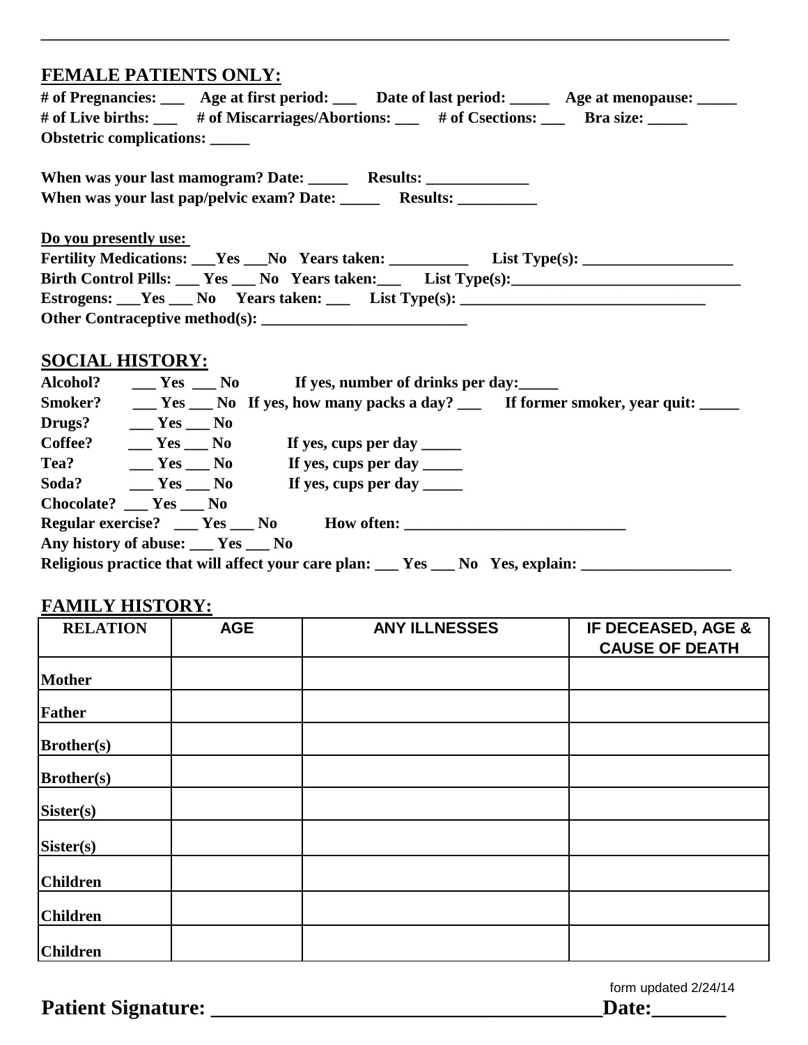---

## FEMALE PATIENTS ONLY:

**# of Pregnancies: ___ Age at first period: ___ Date of last period: _____ Age at menopause: _____**
**# of Live births: ___ # of Miscarriages/Abortions: ___ # of Csections: ___ Bra size: _____**
**Obstetric complications: _____**

**When was your last mamogram? Date: _____ Results: _____________**
**When was your last pap/pelvic exam? Date: _____ Results: __________**

**Do you presently use:**
**Fertility Medications: ___Yes ___No Years taken: __________ List Type(s): ___________________**
**Birth Control Pills: ___ Yes ___ No Years taken:___ List Type(s):_____________________________**
**Estrogens: ___Yes ___ No Years taken: ___ List Type(s): _______________________________**
**Other Contraceptive method(s): __________________________**

## SOCIAL HISTORY:

**Alcohol? ___ Yes ___ No If yes, number of drinks per day:_____**
**Smoker? ___ Yes ___ No If yes, how many packs a day? ___ If former smoker, year quit: _____**
**Drugs? ___ Yes ___ No**
**Coffee? ___ Yes ___ No If yes, cups per day _____**
**Tea? ___ Yes ___ No If yes, cups per day _____**
**Soda? ___ Yes ___ No If yes, cups per day _____**
**Chocolate? ___ Yes ___ No**
**Regular exercise? ___ Yes ___ No How often: ____________________________**
**Any history of abuse: ___ Yes ___ No**
**Religious practice that will affect your care plan: ___ Yes ___ No Yes, explain: ___________________**

## FAMILY HISTORY:

| RELATION | AGE | ANY ILLNESSES | IF DECEASED, AGE & CAUSE OF DEATH |
|---|---|---|---|
| Mother | | | |
| Father | | | |
| Brother(s) | | | |
| Brother(s) | | | |
| Sister(s) | | | |
| Sister(s) | | | |
| Children | | | |
| Children | | | |
| Children | | | |

form updated 2/24/14

**Patient Signature: ____________________________________Date:_______**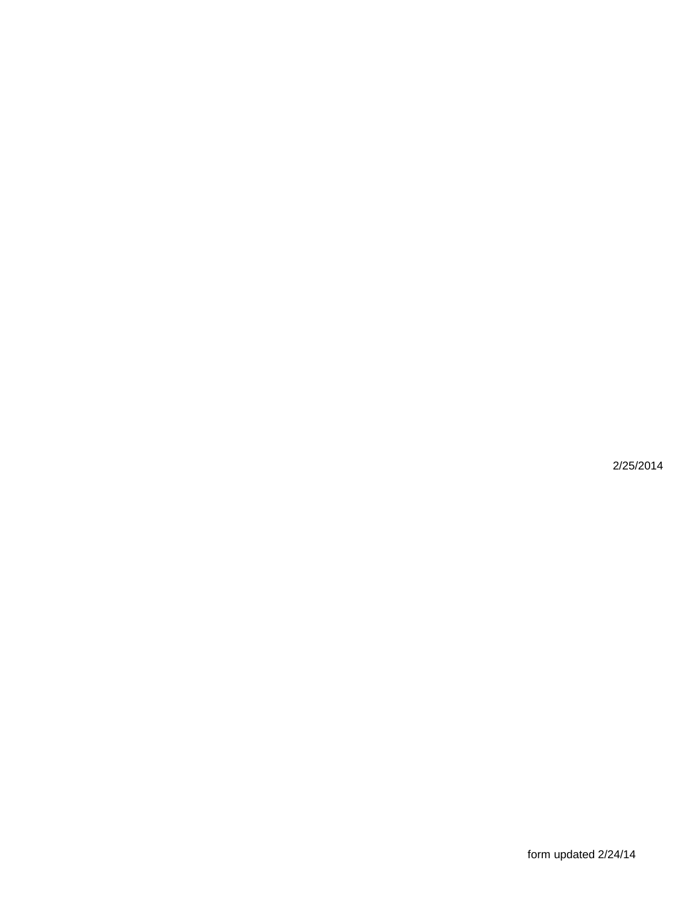2/25/2014

form updated 2/24/14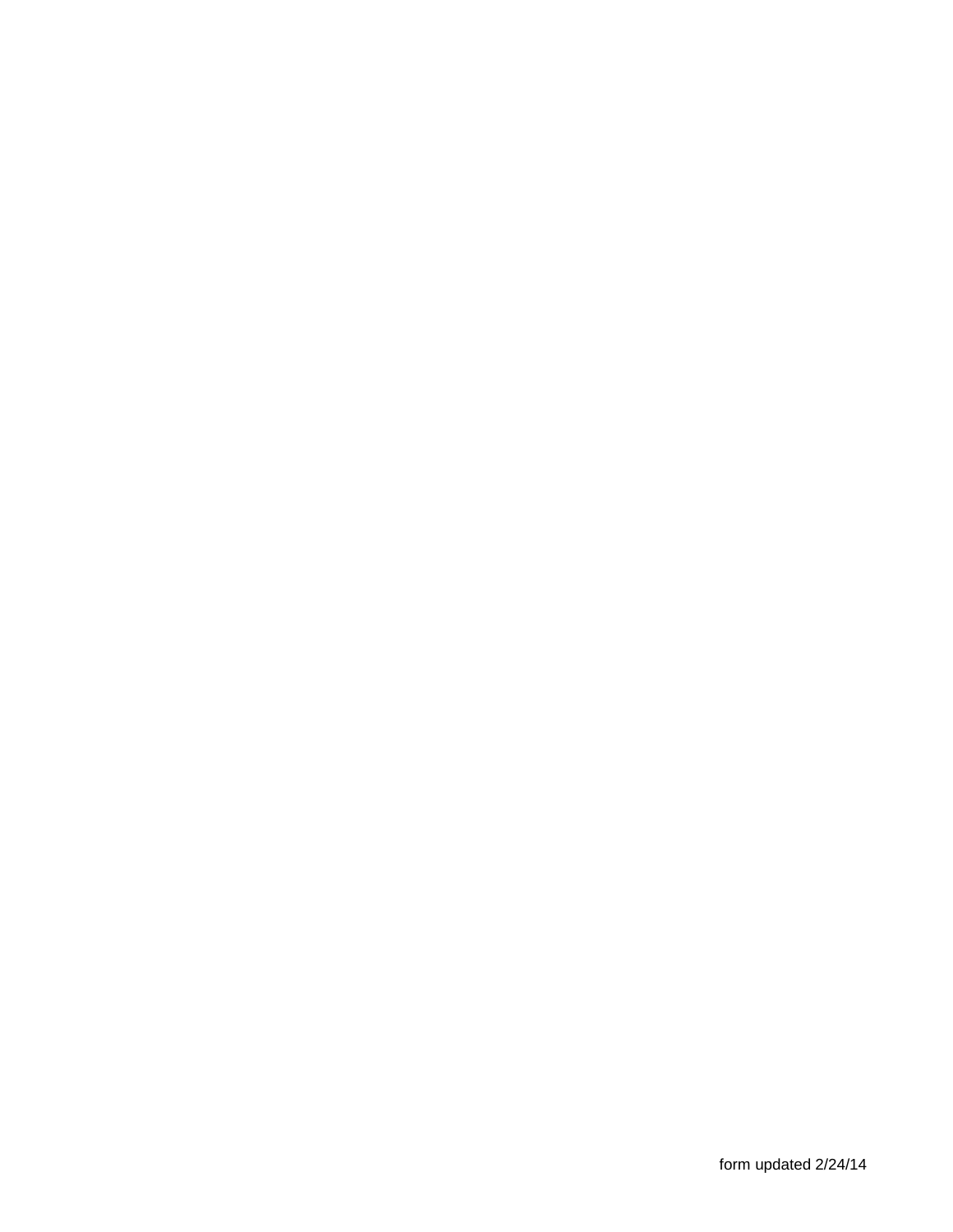form updated 2/24/14